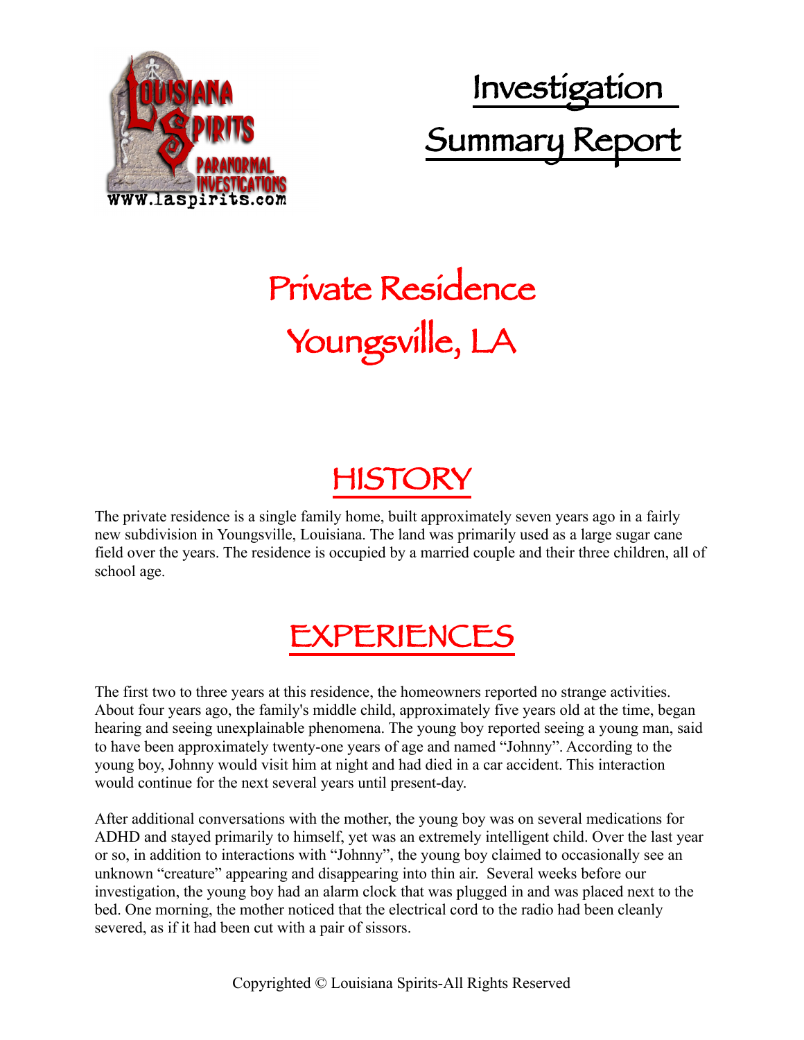# Investigation Summary Report

## Private Residence
## Youngsville, LA

## HISTORY

The private residence is a single family home, built approximately seven years ago in a fairly new subdivision in Youngsville, Louisiana. The land was primarily used as a large sugar cane field over the years. The residence is occupied by a married couple and their three children, all of school age.

## EXPERIENCES

The first two to three years at this residence, the homeowners reported no strange activities. About four years ago, the family's middle child, approximately five years old at the time, began hearing and seeing unexplainable phenomena. The young boy reported seeing a young man, said to have been approximately twenty-one years of age and named "Johnny". According to the young boy, Johnny would visit him at night and had died in a car accident. This interaction would continue for the next several years until present-day.

After additional conversations with the mother, the young boy was on several medications for ADHD and stayed primarily to himself, yet was an extremely intelligent child. Over the last year or so, in addition to interactions with "Johnny", the young boy claimed to occasionally see an unknown "creature" appearing and disappearing into thin air. Several weeks before our investigation, the young boy had an alarm clock that was plugged in and was placed next to the bed. One morning, the mother noticed that the electrical cord to the radio had been cleanly severed, as if it had been cut with a pair of sissors.

Copyrighted © Louisiana Spirits-All Rights Reserved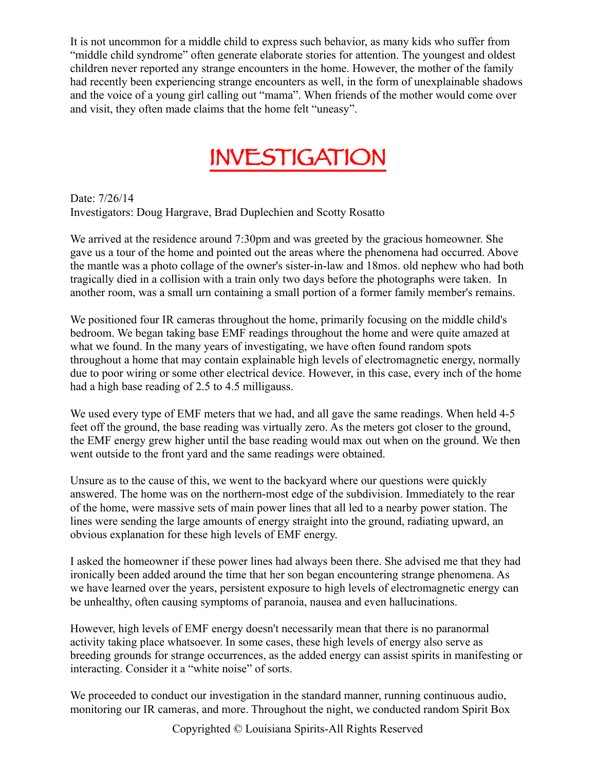It is not uncommon for a middle child to express such behavior, as many kids who suffer from "middle child syndrome" often generate elaborate stories for attention. The youngest and oldest children never reported any strange encounters in the home. However, the mother of the family had recently been experiencing strange encounters as well, in the form of unexplainable shadows and the voice of a young girl calling out "mama". When friends of the mother would come over and visit, they often made claims that the home felt "uneasy".

# INVESTIGATION

Date: 7/26/14
Investigators: Doug Hargrave, Brad Duplechien and Scotty Rosatto

We arrived at the residence around 7:30pm and was greeted by the gracious homeowner. She gave us a tour of the home and pointed out the areas where the phenomena had occurred. Above the mantle was a photo collage of the owner's sister-in-law and 18mos. old nephew who had both tragically died in a collision with a train only two days before the photographs were taken. In another room, was a small urn containing a small portion of a former family member's remains.

We positioned four IR cameras throughout the home, primarily focusing on the middle child's bedroom. We began taking base EMF readings throughout the home and were quite amazed at what we found. In the many years of investigating, we have often found random spots throughout a home that may contain explainable high levels of electromagnetic energy, normally due to poor wiring or some other electrical device. However, in this case, every inch of the home had a high base reading of 2.5 to 4.5 milligauss.

We used every type of EMF meters that we had, and all gave the same readings. When held 4-5 feet off the ground, the base reading was virtually zero. As the meters got closer to the ground, the EMF energy grew higher until the base reading would max out when on the ground. We then went outside to the front yard and the same readings were obtained.

Unsure as to the cause of this, we went to the backyard where our questions were quickly answered. The home was on the northern-most edge of the subdivision. Immediately to the rear of the home, were massive sets of main power lines that all led to a nearby power station. The lines were sending the large amounts of energy straight into the ground, radiating upward, an obvious explanation for these high levels of EMF energy.

I asked the homeowner if these power lines had always been there. She advised me that they had ironically been added around the time that her son began encountering strange phenomena. As we have learned over the years, persistent exposure to high levels of electromagnetic energy can be unhealthy, often causing symptoms of paranoia, nausea and even hallucinations.

However, high levels of EMF energy doesn't necessarily mean that there is no paranormal activity taking place whatsoever. In some cases, these high levels of energy also serve as breeding grounds for strange occurrences, as the added energy can assist spirits in manifesting or interacting. Consider it a "white noise" of sorts.

We proceeded to conduct our investigation in the standard manner, running continuous audio, monitoring our IR cameras, and more. Throughout the night, we conducted random Spirit Box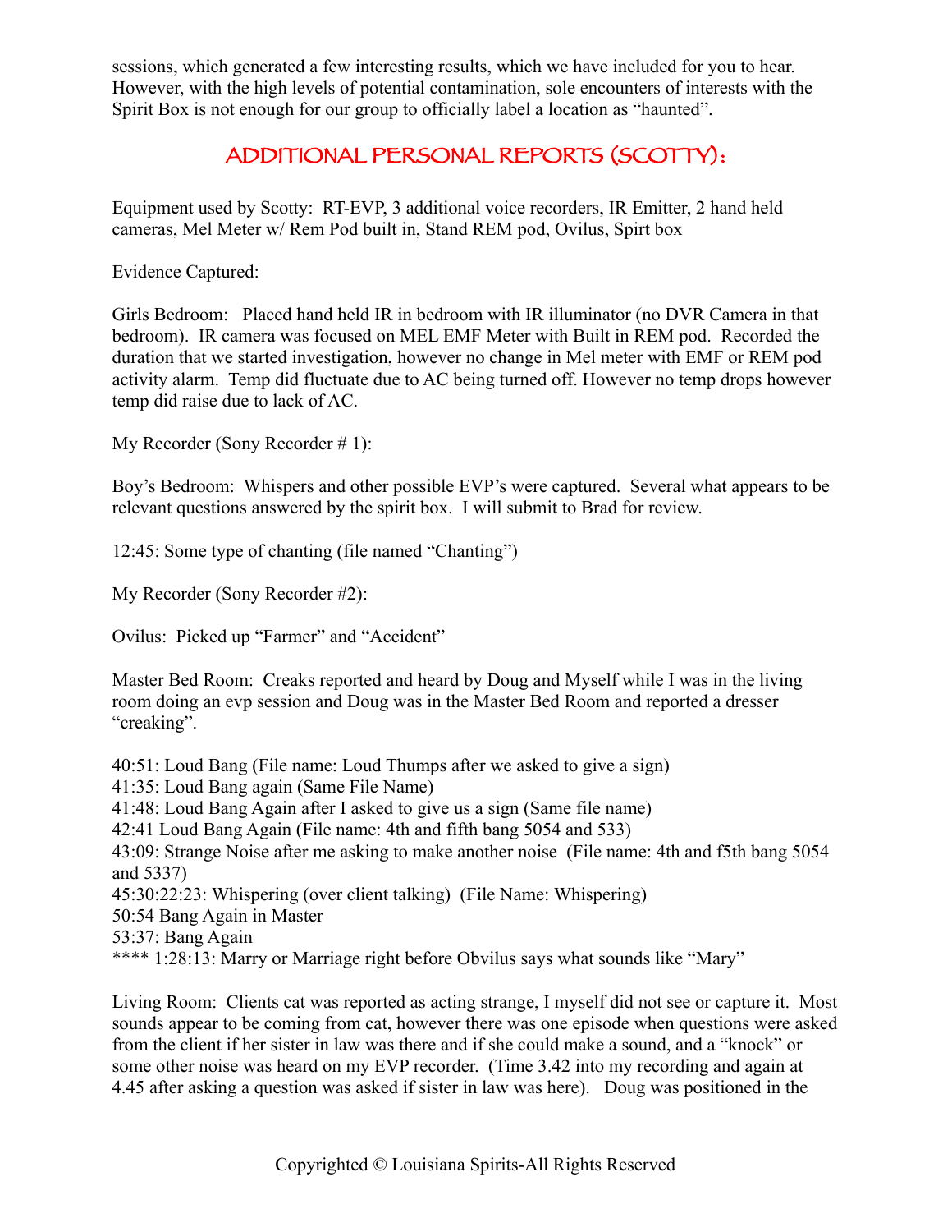sessions, which generated a few interesting results, which we have included for you to hear. However, with the high levels of potential contamination, sole encounters of interests with the Spirit Box is not enough for our group to officially label a location as "haunted".

## ADDITIONAL PERSONAL REPORTS (SCOTTY):

Equipment used by Scotty: RT-EVP, 3 additional voice recorders, IR Emitter, 2 hand held cameras, Mel Meter w/ Rem Pod built in, Stand REM pod, Ovilus, Spirt box

Evidence Captured:

Girls Bedroom: Placed hand held IR in bedroom with IR illuminator (no DVR Camera in that bedroom). IR camera was focused on MEL EMF Meter with Built in REM pod. Recorded the duration that we started investigation, however no change in Mel meter with EMF or REM pod activity alarm. Temp did fluctuate due to AC being turned off. However no temp drops however temp did raise due to lack of AC.

My Recorder (Sony Recorder # 1):

Boy's Bedroom: Whispers and other possible EVP's were captured. Several what appears to be relevant questions answered by the spirit box. I will submit to Brad for review.

12:45: Some type of chanting (file named "Chanting")

My Recorder (Sony Recorder #2):

Ovilus: Picked up "Farmer" and "Accident"

Master Bed Room: Creaks reported and heard by Doug and Myself while I was in the living room doing an evp session and Doug was in the Master Bed Room and reported a dresser "creaking".

40:51: Loud Bang (File name: Loud Thumps after we asked to give a sign)
41:35: Loud Bang again (Same File Name)
41:48: Loud Bang Again after I asked to give us a sign (Same file name)
42:41 Loud Bang Again (File name: 4th and fifth bang 5054 and 533)
43:09: Strange Noise after me asking to make another noise (File name: 4th and f5th bang 5054 and 5337)
45:30:22:23: Whispering (over client talking) (File Name: Whispering)
50:54 Bang Again in Master
53:37: Bang Again
**** 1:28:13: Marry or Marriage right before Obvilus says what sounds like "Mary"

Living Room: Clients cat was reported as acting strange, I myself did not see or capture it. Most sounds appear to be coming from cat, however there was one episode when questions were asked from the client if her sister in law was there and if she could make a sound, and a "knock" or some other noise was heard on my EVP recorder. (Time 3.42 into my recording and again at 4.45 after asking a question was asked if sister in law was here). Doug was positioned in the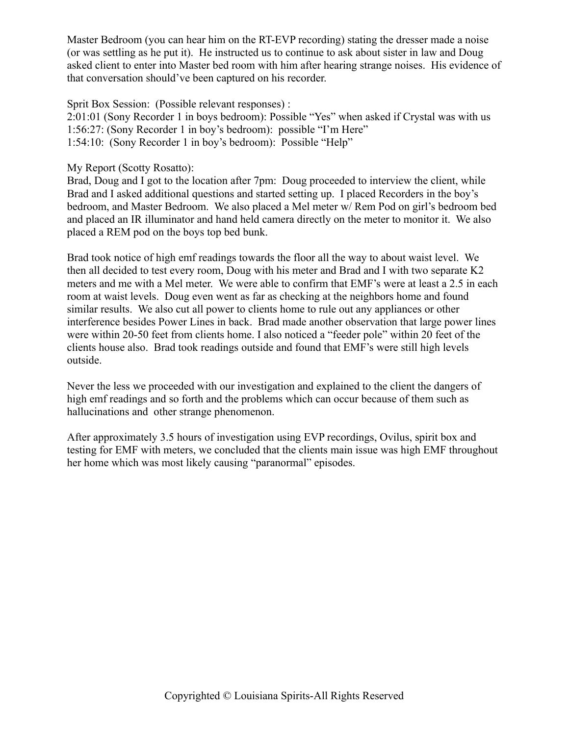Master Bedroom (you can hear him on the RT-EVP recording) stating the dresser made a noise (or was settling as he put it). He instructed us to continue to ask about sister in law and Doug asked client to enter into Master bed room with him after hearing strange noises. His evidence of that conversation should've been captured on his recorder.

Sprit Box Session: (Possible relevant responses) :
2:01:01 (Sony Recorder 1 in boys bedroom): Possible "Yes" when asked if Crystal was with us
1:56:27: (Sony Recorder 1 in boy's bedroom): possible "I'm Here"
1:54:10: (Sony Recorder 1 in boy's bedroom): Possible "Help"

My Report (Scotty Rosatto):
Brad, Doug and I got to the location after 7pm: Doug proceeded to interview the client, while Brad and I asked additional questions and started setting up. I placed Recorders in the boy's bedroom, and Master Bedroom. We also placed a Mel meter w/ Rem Pod on girl's bedroom bed and placed an IR illuminator and hand held camera directly on the meter to monitor it. We also placed a REM pod on the boys top bed bunk.

Brad took notice of high emf readings towards the floor all the way to about waist level. We then all decided to test every room, Doug with his meter and Brad and I with two separate K2 meters and me with a Mel meter. We were able to confirm that EMF's were at least a 2.5 in each room at waist levels. Doug even went as far as checking at the neighbors home and found similar results. We also cut all power to clients home to rule out any appliances or other interference besides Power Lines in back. Brad made another observation that large power lines were within 20-50 feet from clients home. I also noticed a "feeder pole" within 20 feet of the clients house also. Brad took readings outside and found that EMF's were still high levels outside.

Never the less we proceeded with our investigation and explained to the client the dangers of high emf readings and so forth and the problems which can occur because of them such as hallucinations and other strange phenomenon.

After approximately 3.5 hours of investigation using EVP recordings, Ovilus, spirit box and testing for EMF with meters, we concluded that the clients main issue was high EMF throughout her home which was most likely causing "paranormal" episodes.